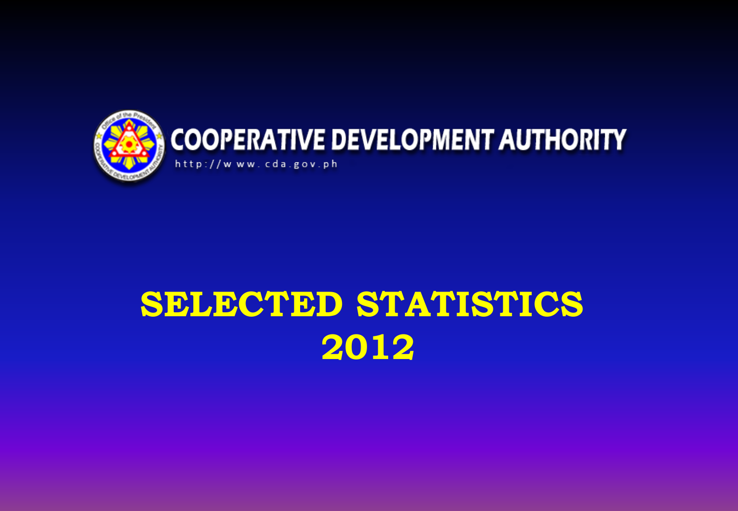COOPERATIVE DEVELOPMENT AUTHORITY

http://www.cda.gov.ph

# SELECTED STATISTICS 2012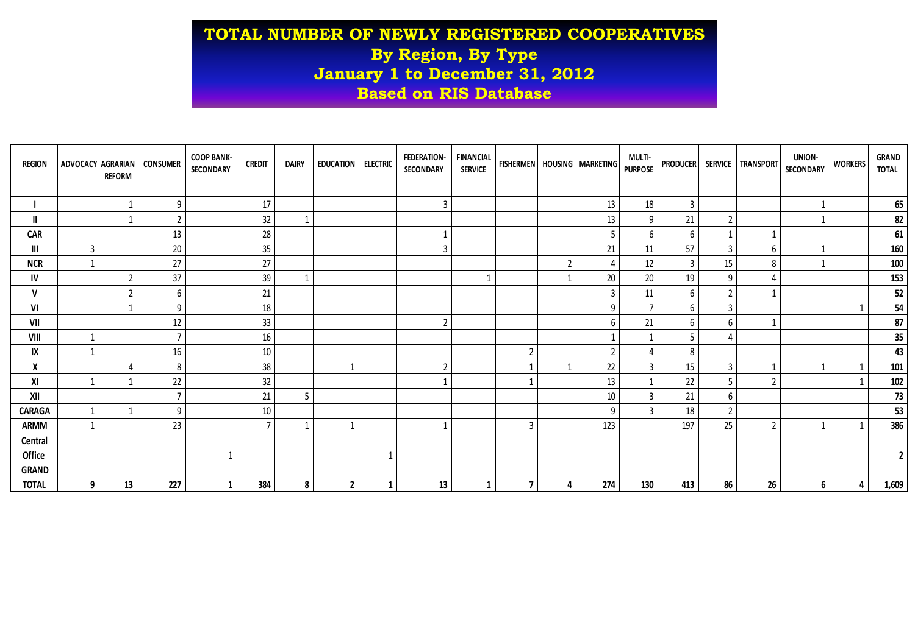# TOTAL NUMBER OF NEWLY REGISTERED COOPERATIVES
## By Region, By Type
## January 1 to December 31, 2012
## Based on RIS Database

| REGION | ADVOCACY | AGRARIAN REFORM | CONSUMER | COOP BANK-SECONDARY | CREDIT | DAIRY | EDUCATION | ELECTRIC | FEDERATION-SECONDARY | FINANCIAL SERVICE | FISHERMEN | HOUSING | MARKETING | MULTI-PURPOSE | PRODUCER | SERVICE | TRANSPORT | UNION-SECONDARY | WORKERS | GRAND TOTAL |
|---|---|---|---|---|---|---|---|---|---|---|---|---|---|---|---|---|---|---|---|---|
| I | | 1 | 9 | | 17 | | | | 3 | | | | 13 | 18 | 3 | | | 1 | | **65** |
| II | | 1 | 2 | | 32 | 1 | | | | | | | 13 | 9 | 21 | 2 | | 1 | | **82** |
| CAR | | | 13 | | 28 | | | | 1 | | | | 5 | 6 | 6 | 1 | 1 | | | **61** |
| III | 3 | | 20 | | 35 | | | | 3 | | | | 21 | 11 | 57 | 3 | 6 | 1 | | **160** |
| NCR | 1 | | 27 | | 27 | | | | | | | 2 | 4 | 12 | 3 | 15 | 8 | 1 | | **100** |
| IV | | 2 | 37 | | 39 | 1 | | | | 1 | | 1 | 20 | 20 | 19 | 9 | 4 | | | **153** |
| V | | 2 | 6 | | 21 | | | | | | | | 3 | 11 | 6 | 2 | 1 | | | **52** |
| VI | | 1 | 9 | | 18 | | | | | | | | 9 | 7 | 6 | 3 | | | 1 | **54** |
| VII | | | 12 | | 33 | | | | 2 | | | | 6 | 21 | 6 | 6 | 1 | | | **87** |
| VIII | 1 | | 7 | | 16 | | | | | | | | 1 | 1 | 5 | 4 | | | | **35** |
| IX | 1 | | 16 | | 10 | | | | | | 2 | | 2 | 4 | 8 | | | | | **43** |
| X | | 4 | 8 | | 38 | | 1 | | 2 | | 1 | 1 | 22 | 3 | 15 | 3 | 1 | 1 | 1 | **101** |
| XI | 1 | 1 | 22 | | 32 | | | | 1 | | 1 | | 13 | 1 | 22 | 5 | 2 | | 1 | **102** |
| XII | | | 7 | | 21 | 5 | | | | | | | 10 | 3 | 21 | 6 | | | | **73** |
| CARAGA | 1 | 1 | 9 | | 10 | | | | | | | | 9 | 3 | 18 | 2 | | | | **53** |
| ARMM | 1 | | 23 | | 7 | 1 | 1 | | 1 | | 3 | | 123 | | 197 | 25 | 2 | 1 | 1 | **386** |
| Central Office | | | | 1 | | | | 1 | | | | | | | | | | | | **2** |
| **GRAND TOTAL** | **9** | **13** | **227** | **1** | **384** | **8** | **2** | **1** | **13** | **1** | **7** | **4** | **274** | **130** | **413** | **86** | **26** | **6** | **4** | **1,609** |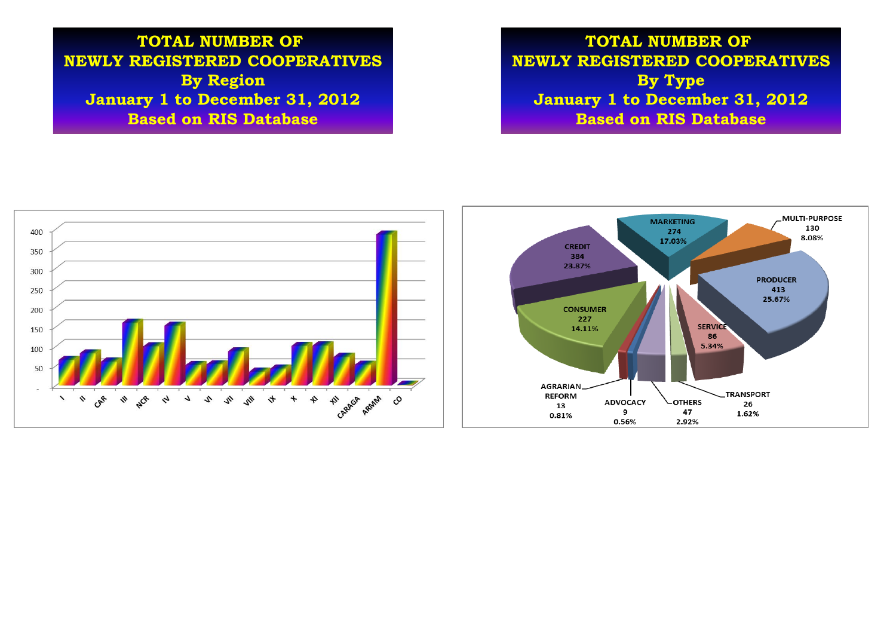# TOTAL NUMBER OF NEWLY REGISTERED COOPERATIVES By Region January 1 to December 31, 2012 Based on RIS Database

400
350
300
250
200
150
100
50
-

I, II, CAR, III, NCR, IV, V, VI, VII, VIII, IX, X, XI, XII, CARAGA, ARMM, CO

# TOTAL NUMBER OF NEWLY REGISTERED COOPERATIVES By Type January 1 to December 31, 2012 Based on RIS Database

| Type | Number | Percentage |
|---|---|---|
| MARKETING | 274 | 17.03% |
| MULTI-PURPOSE | 130 | 8.08% |
| CREDIT | 384 | 23.87% |
| PRODUCER | 413 | 25.67% |
| CONSUMER | 227 | 14.11% |
| SERVICE | 86 | 5.34% |
| AGRARIAN REFORM | 13 | 0.81% |
| ADVOCACY | 9 | 0.56% |
| OTHERS | 47 | 2.92% |
| TRANSPORT | 26 | 1.62% |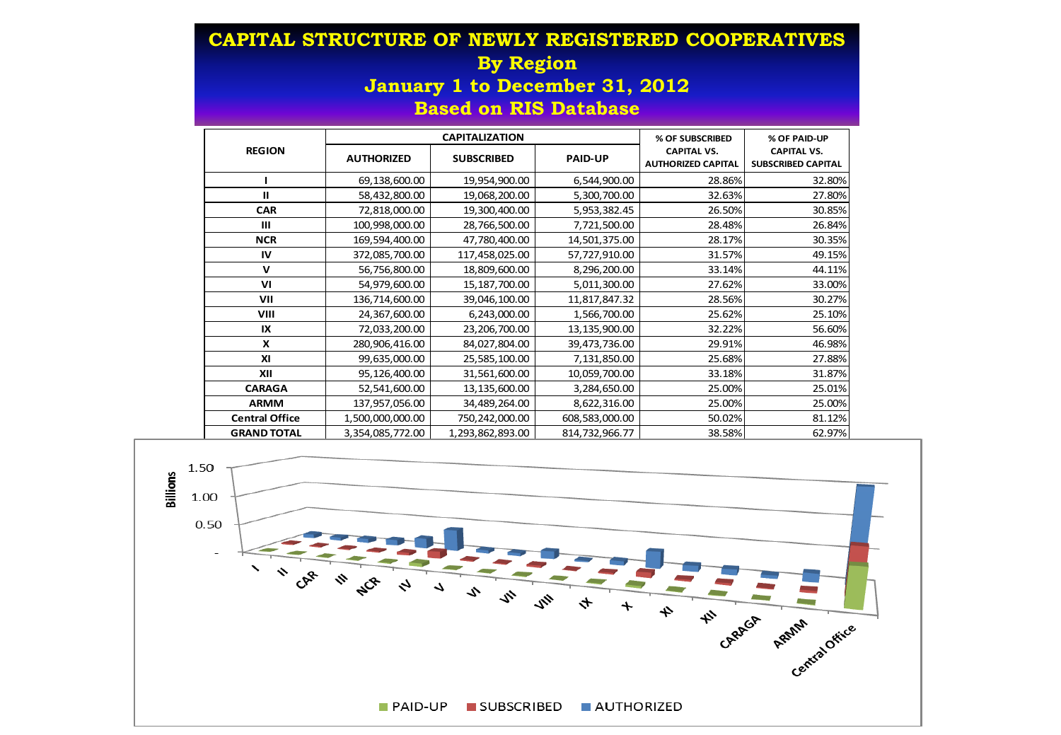# CAPITAL STRUCTURE OF NEWLY REGISTERED COOPERATIVES
## By Region
## January 1 to December 31, 2012
## Based on RIS Database

| REGION | CAPITALIZATION | | | % OF SUBSCRIBED CAPITAL VS. AUTHORIZED CAPITAL | % OF PAID-UP CAPITAL VS. SUBSCRIBED CAPITAL |
|---|---|---|---|---|---|
| | AUTHORIZED | SUBSCRIBED | PAID-UP | | |
| I | 69,138,600.00 | 19,954,900.00 | 6,544,900.00 | 28.86% | 32.80% |
| II | 58,432,800.00 | 19,068,200.00 | 5,300,700.00 | 32.63% | 27.80% |
| CAR | 72,818,000.00 | 19,300,400.00 | 5,953,382.45 | 26.50% | 30.85% |
| III | 100,998,000.00 | 28,766,500.00 | 7,721,500.00 | 28.48% | 26.84% |
| NCR | 169,594,400.00 | 47,780,400.00 | 14,501,375.00 | 28.17% | 30.35% |
| IV | 372,085,700.00 | 117,458,025.00 | 57,727,910.00 | 31.57% | 49.15% |
| V | 56,756,800.00 | 18,809,600.00 | 8,296,200.00 | 33.14% | 44.11% |
| VI | 54,979,600.00 | 15,187,700.00 | 5,011,300.00 | 27.62% | 33.00% |
| VII | 136,714,600.00 | 39,046,100.00 | 11,817,847.32 | 28.56% | 30.27% |
| VIII | 24,367,600.00 | 6,243,000.00 | 1,566,700.00 | 25.62% | 25.10% |
| IX | 72,033,200.00 | 23,206,700.00 | 13,135,900.00 | 32.22% | 56.60% |
| X | 280,906,416.00 | 84,027,804.00 | 39,473,736.00 | 29.91% | 46.98% |
| XI | 99,635,000.00 | 25,585,100.00 | 7,131,850.00 | 25.68% | 27.88% |
| XII | 95,126,400.00 | 31,561,600.00 | 10,059,700.00 | 33.18% | 31.87% |
| CARAGA | 52,541,600.00 | 13,135,600.00 | 3,284,650.00 | 25.00% | 25.01% |
| ARMM | 137,957,056.00 | 34,489,264.00 | 8,622,316.00 | 25.00% | 25.00% |
| Central Office | 1,500,000,000.00 | 750,242,000.00 | 608,583,000.00 | 50.02% | 81.12% |
| GRAND TOTAL | 3,354,085,772.00 | 1,293,862,893.00 | 814,732,966.77 | 38.58% | 62.97% |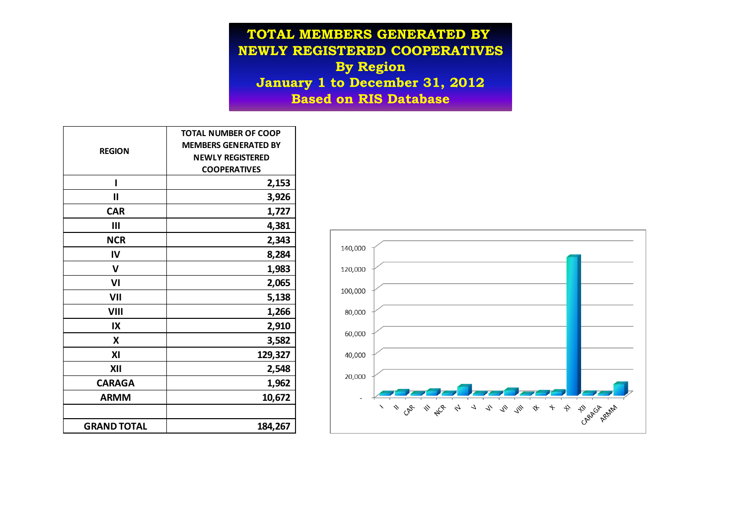# TOTAL MEMBERS GENERATED BY NEWLY REGISTERED COOPERATIVES

## By Region

## January 1 to December 31, 2012

## Based on RIS Database

| REGION | TOTAL NUMBER OF COOP MEMBERS GENERATED BY NEWLY REGISTERED COOPERATIVES |
|---|---|
| I | 2,153 |
| II | 3,926 |
| CAR | 1,727 |
| III | 4,381 |
| NCR | 2,343 |
| IV | 8,284 |
| V | 1,983 |
| VI | 2,065 |
| VII | 5,138 |
| VIII | 1,266 |
| IX | 2,910 |
| X | 3,582 |
| XI | 129,327 |
| XII | 2,548 |
| CARAGA | 1,962 |
| ARMM | 10,672 |
| | |
| GRAND TOTAL | 184,267 |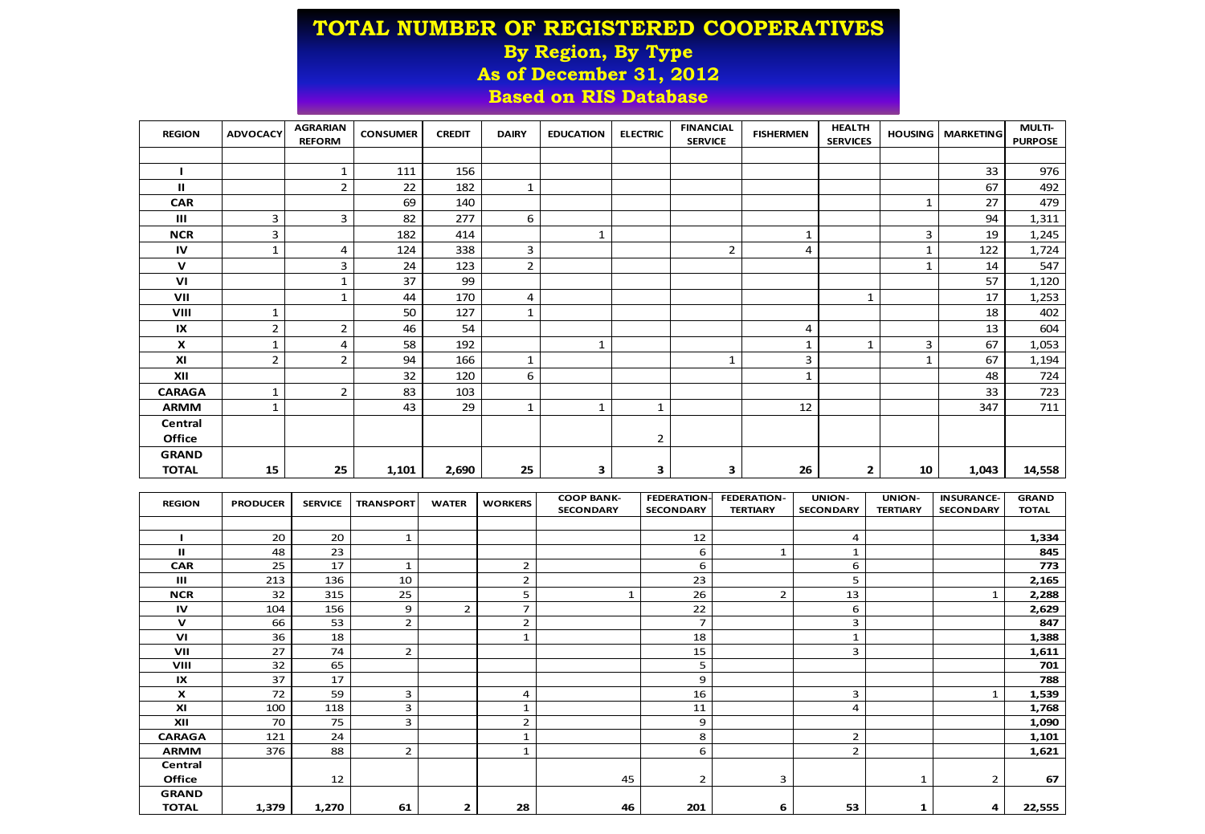# TOTAL NUMBER OF REGISTERED COOPERATIVES

## By Region, By Type

## As of December 31, 2012

## Based on RIS Database

| REGION | ADVOCACY | AGRARIAN REFORM | CONSUMER | CREDIT | DAIRY | EDUCATION | ELECTRIC | FINANCIAL SERVICE | FISHERMEN | HEALTH SERVICES | HOUSING | MARKETING | MULTI-PURPOSE |
|---|---|---|---|---|---|---|---|---|---|---|---|---|---|
| **I** | | 1 | 111 | 156 | | | | | | | | 33 | 976 |
| **II** | | 2 | 22 | 182 | 1 | | | | | | | 67 | 492 |
| **CAR** | | | 69 | 140 | | | | | | | 1 | 27 | 479 |
| **III** | 3 | 3 | 82 | 277 | 6 | | | | | | | 94 | 1,311 |
| **NCR** | 3 | | 182 | 414 | | 1 | | | 1 | | 3 | 19 | 1,245 |
| **IV** | 1 | 4 | 124 | 338 | 3 | | | 2 | 4 | | 1 | 122 | 1,724 |
| **V** | | 3 | 24 | 123 | 2 | | | | | | 1 | 14 | 547 |
| **VI** | | 1 | 37 | 99 | | | | | | | | 57 | 1,120 |
| **VII** | | 1 | 44 | 170 | 4 | | | | | 1 | | 17 | 1,253 |
| **VIII** | 1 | | 50 | 127 | 1 | | | | | | | 18 | 402 |
| **IX** | 2 | 2 | 46 | 54 | | | | | 4 | | | 13 | 604 |
| **X** | 1 | 4 | 58 | 192 | | 1 | | | 1 | 1 | 3 | 67 | 1,053 |
| **XI** | 2 | 2 | 94 | 166 | 1 | | | 1 | 3 | | 1 | 67 | 1,194 |
| **XII** | | | 32 | 120 | 6 | | | | 1 | | | 48 | 724 |
| **CARAGA** | 1 | 2 | 83 | 103 | | | | | | | | 33 | 723 |
| **ARMM** | 1 | | 43 | 29 | 1 | 1 | 1 | | 12 | | | 347 | 711 |
| **Central Office** | | | | | | | 2 | | | | | | |
| **GRAND TOTAL** | **15** | **25** | **1,101** | **2,690** | **25** | **3** | **3** | **3** | **26** | **2** | **10** | **1,043** | **14,558** |

| REGION | PRODUCER | SERVICE | TRANSPORT | WATER | WORKERS | COOP BANK-SECONDARY | FEDERATION-SECONDARY | FEDERATION-TERTIARY | UNION-SECONDARY | UNION-TERTIARY | INSURANCE-SECONDARY | GRAND TOTAL |
|---|---|---|---|---|---|---|---|---|---|---|---|---|
| **I** | 20 | 20 | 1 | | | | 12 | | 4 | | | **1,334** |
| **II** | 48 | 23 | | | | | 6 | 1 | 1 | | | **845** |
| **CAR** | 25 | 17 | 1 | | 2 | | 6 | | 6 | | | **773** |
| **III** | 213 | 136 | 10 | | 2 | | 23 | | 5 | | | **2,165** |
| **NCR** | 32 | 315 | 25 | | 5 | 1 | 26 | 2 | 13 | | 1 | **2,288** |
| **IV** | 104 | 156 | 9 | 2 | 7 | | 22 | | 6 | | | **2,629** |
| **V** | 66 | 53 | 2 | | 2 | | 7 | | 3 | | | **847** |
| **VI** | 36 | 18 | | | 1 | | 18 | | 1 | | | **1,388** |
| **VII** | 27 | 74 | 2 | | | | 15 | | 3 | | | **1,611** |
| **VIII** | 32 | 65 | | | | | 5 | | | | | **701** |
| **IX** | 37 | 17 | | | | | 9 | | | | | **788** |
| **X** | 72 | 59 | 3 | | 4 | | 16 | | 3 | | 1 | **1,539** |
| **XI** | 100 | 118 | 3 | | 1 | | 11 | | 4 | | | **1,768** |
| **XII** | 70 | 75 | 3 | | 2 | | 9 | | | | | **1,090** |
| **CARAGA** | 121 | 24 | | | 1 | | 8 | | 2 | | | **1,101** |
| **ARMM** | 376 | 88 | 2 | | 1 | | 6 | | 2 | | | **1,621** |
| **Central Office** | | 12 | | | | 45 | 2 | 3 | | 1 | 2 | **67** |
| **GRAND TOTAL** | **1,379** | **1,270** | **61** | **2** | **28** | **46** | **201** | **6** | **53** | **1** | **4** | **22,555** |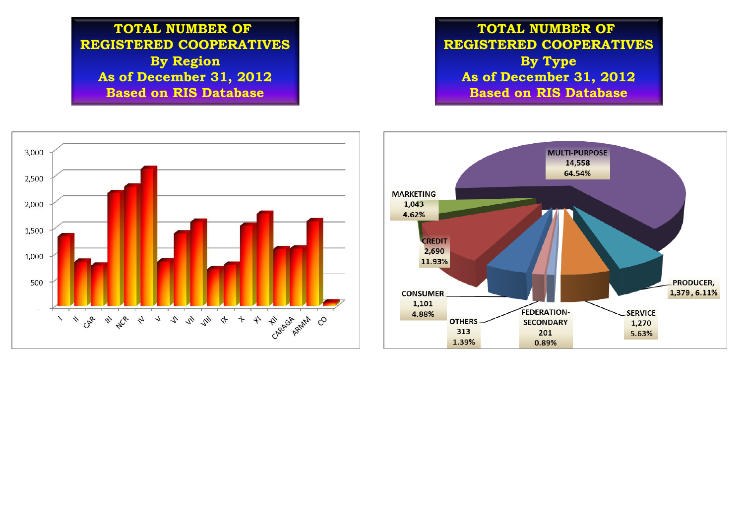## TOTAL NUMBER OF REGISTERED COOPERATIVES By Region As of December 31, 2012 Based on RIS Database

3,000
2,500
2,000
1,500
1,000
500
-

I, II, CAR, III, NCR, IV, V, VI, VII, VIII, IX, X, XI, XII, CARAGA, ARMM, CO

## TOTAL NUMBER OF REGISTERED COOPERATIVES By Type As of December 31, 2012 Based on RIS Database

MULTI-PURPOSE 14,558 64.54%

MARKETING 1,043 4.62%

CREDIT 2,690 11.93%

CONSUMER 1,101 4.88%

OTHERS 313 1.39%

FEDERATION-SECONDARY 201 0.89%

SERVICE 1,270 5.63%

PRODUCER, 1,379, 6.11%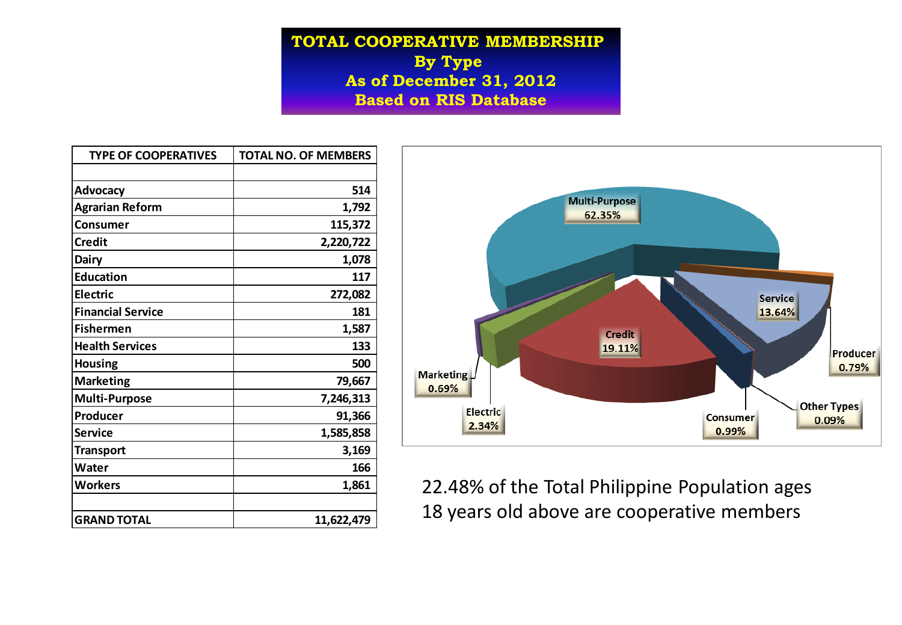# TOTAL COOPERATIVE MEMBERSHIP
## By Type
## As of December 31, 2012
## Based on RIS Database

| TYPE OF COOPERATIVES | TOTAL NO. OF MEMBERS |
|---|---|
| | |
| Advocacy | 514 |
| Agrarian Reform | 1,792 |
| Consumer | 115,372 |
| Credit | 2,220,722 |
| Dairy | 1,078 |
| Education | 117 |
| Electric | 272,082 |
| Financial Service | 181 |
| Fishermen | 1,587 |
| Health Services | 133 |
| Housing | 500 |
| Marketing | 79,667 |
| Multi-Purpose | 7,246,313 |
| Producer | 91,366 |
| Service | 1,585,858 |
| Transport | 3,169 |
| Water | 166 |
| Workers | 1,861 |
| | |
| GRAND TOTAL | 11,622,479 |

Multi-Purpose 62.35%, Credit 19.11%, Service 13.64%, Electric 2.34%, Consumer 0.99%, Producer 0.79%, Marketing 0.69%, Other Types 0.09%

22.48% of the Total Philippine Population ages 18 years old above are cooperative members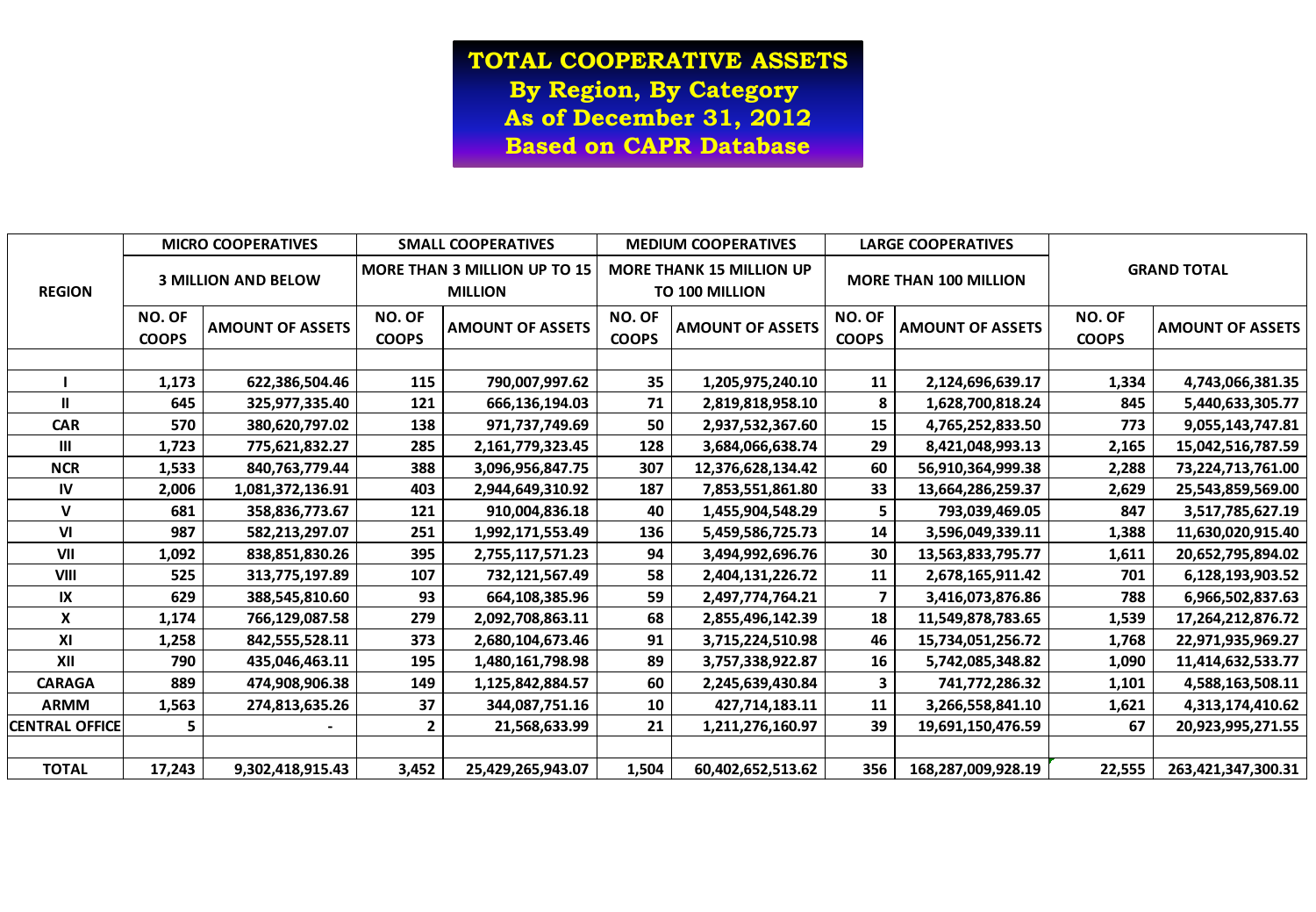# TOTAL COOPERATIVE ASSETS
## By Region, By Category
## As of December 31, 2012
## Based on CAPR Database

| REGION | MICRO COOPERATIVES | | SMALL COOPERATIVES | | MEDIUM COOPERATIVES | | LARGE COOPERATIVES | | GRAND TOTAL | |
|---|---|---|---|---|---|---|---|---|---|---|
| | 3 MILLION AND BELOW | | MORE THAN 3 MILLION UP TO 15 MILLION | | MORE THANK 15 MILLION UP TO 100 MILLION | | MORE THAN 100 MILLION | | | |
| | NO. OF COOPS | AMOUNT OF ASSETS | NO. OF COOPS | AMOUNT OF ASSETS | NO. OF COOPS | AMOUNT OF ASSETS | NO. OF COOPS | AMOUNT OF ASSETS | NO. OF COOPS | AMOUNT OF ASSETS |
| I | 1,173 | 622,386,504.46 | 115 | 790,007,997.62 | 35 | 1,205,975,240.10 | 11 | 2,124,696,639.17 | 1,334 | 4,743,066,381.35 |
| II | 645 | 325,977,335.40 | 121 | 666,136,194.03 | 71 | 2,819,818,958.10 | 8 | 1,628,700,818.24 | 845 | 5,440,633,305.77 |
| CAR | 570 | 380,620,797.02 | 138 | 971,737,749.69 | 50 | 2,937,532,367.60 | 15 | 4,765,252,833.50 | 773 | 9,055,143,747.81 |
| III | 1,723 | 775,621,832.27 | 285 | 2,161,779,323.45 | 128 | 3,684,066,638.74 | 29 | 8,421,048,993.13 | 2,165 | 15,042,516,787.59 |
| NCR | 1,533 | 840,763,779.44 | 388 | 3,096,956,847.75 | 307 | 12,376,628,134.42 | 60 | 56,910,364,999.38 | 2,288 | 73,224,713,761.00 |
| IV | 2,006 | 1,081,372,136.91 | 403 | 2,944,649,310.92 | 187 | 7,853,551,861.80 | 33 | 13,664,286,259.37 | 2,629 | 25,543,859,569.00 |
| V | 681 | 358,836,773.67 | 121 | 910,004,836.18 | 40 | 1,455,904,548.29 | 5 | 793,039,469.05 | 847 | 3,517,785,627.19 |
| VI | 987 | 582,213,297.07 | 251 | 1,992,171,553.49 | 136 | 5,459,586,725.73 | 14 | 3,596,049,339.11 | 1,388 | 11,630,020,915.40 |
| VII | 1,092 | 838,851,830.26 | 395 | 2,755,117,571.23 | 94 | 3,494,992,696.76 | 30 | 13,563,833,795.77 | 1,611 | 20,652,795,894.02 |
| VIII | 525 | 313,775,197.89 | 107 | 732,121,567.49 | 58 | 2,404,131,226.72 | 11 | 2,678,165,911.42 | 701 | 6,128,193,903.52 |
| IX | 629 | 388,545,810.60 | 93 | 664,108,385.96 | 59 | 2,497,774,764.21 | 7 | 3,416,073,876.86 | 788 | 6,966,502,837.63 |
| X | 1,174 | 766,129,087.58 | 279 | 2,092,708,863.11 | 68 | 2,855,496,142.39 | 18 | 11,549,878,783.65 | 1,539 | 17,264,212,876.72 |
| XI | 1,258 | 842,555,528.11 | 373 | 2,680,104,673.46 | 91 | 3,715,224,510.98 | 46 | 15,734,051,256.72 | 1,768 | 22,971,935,969.27 |
| XII | 790 | 435,046,463.11 | 195 | 1,480,161,798.98 | 89 | 3,757,338,922.87 | 16 | 5,742,085,348.82 | 1,090 | 11,414,632,533.77 |
| CARAGA | 889 | 474,908,906.38 | 149 | 1,125,842,884.57 | 60 | 2,245,639,430.84 | 3 | 741,772,286.32 | 1,101 | 4,588,163,508.11 |
| ARMM | 1,563 | 274,813,635.26 | 37 | 344,087,751.16 | 10 | 427,714,183.11 | 11 | 3,266,558,841.10 | 1,621 | 4,313,174,410.62 |
| CENTRAL OFFICE | 5 | - | 2 | 21,568,633.99 | 21 | 1,211,276,160.97 | 39 | 19,691,150,476.59 | 67 | 20,923,995,271.55 |
| TOTAL | 17,243 | 9,302,418,915.43 | 3,452 | 25,429,265,943.07 | 1,504 | 60,402,652,513.62 | 356 | 168,287,009,928.19 | 22,555 | 263,421,347,300.31 |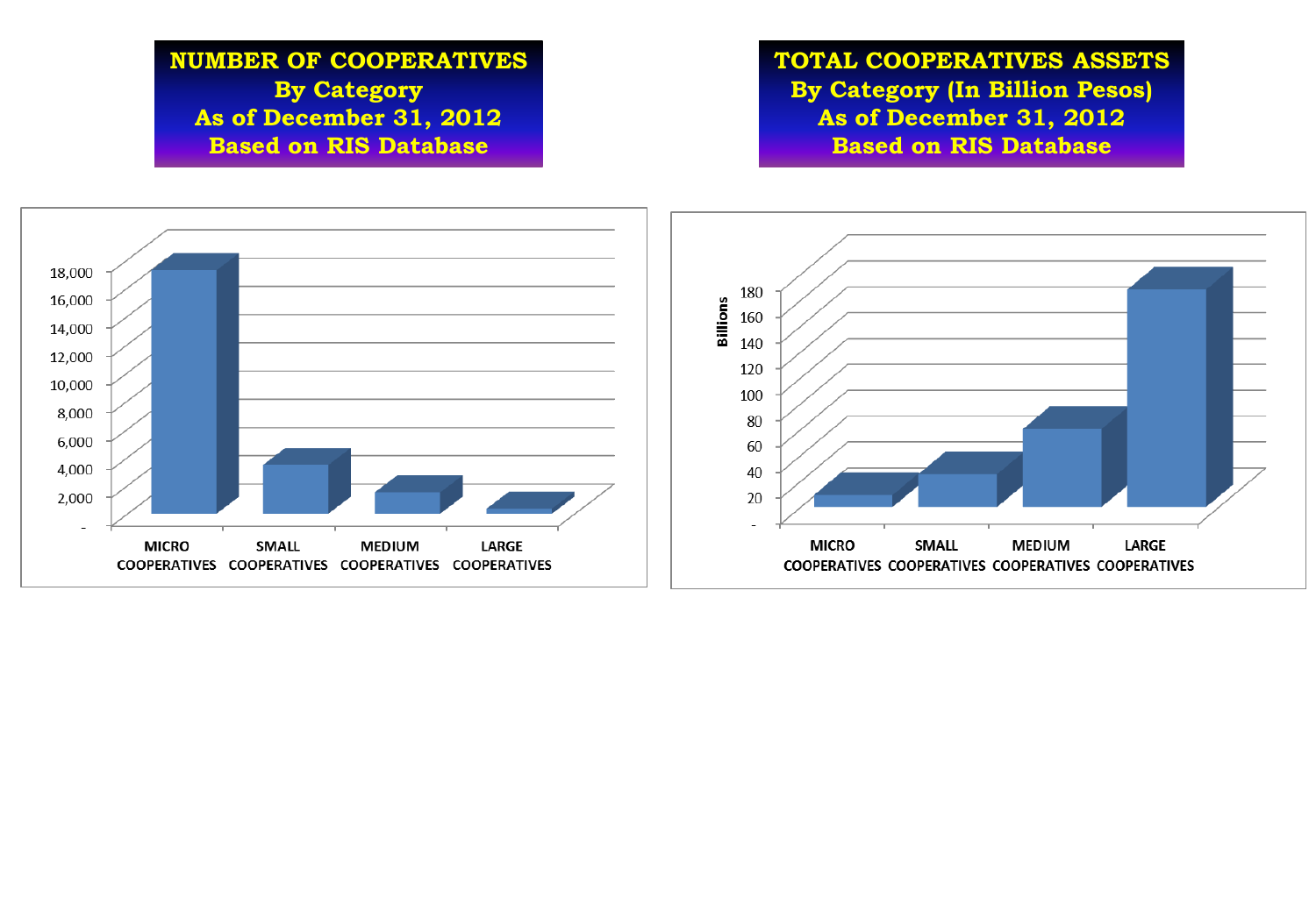**NUMBER OF COOPERATIVES**
**By Category**
**As of December 31, 2012**
**Based on RIS Database**

**TOTAL COOPERATIVES ASSETS**
**By Category (In Billion Pesos)**
**As of December 31, 2012**
**Based on RIS Database**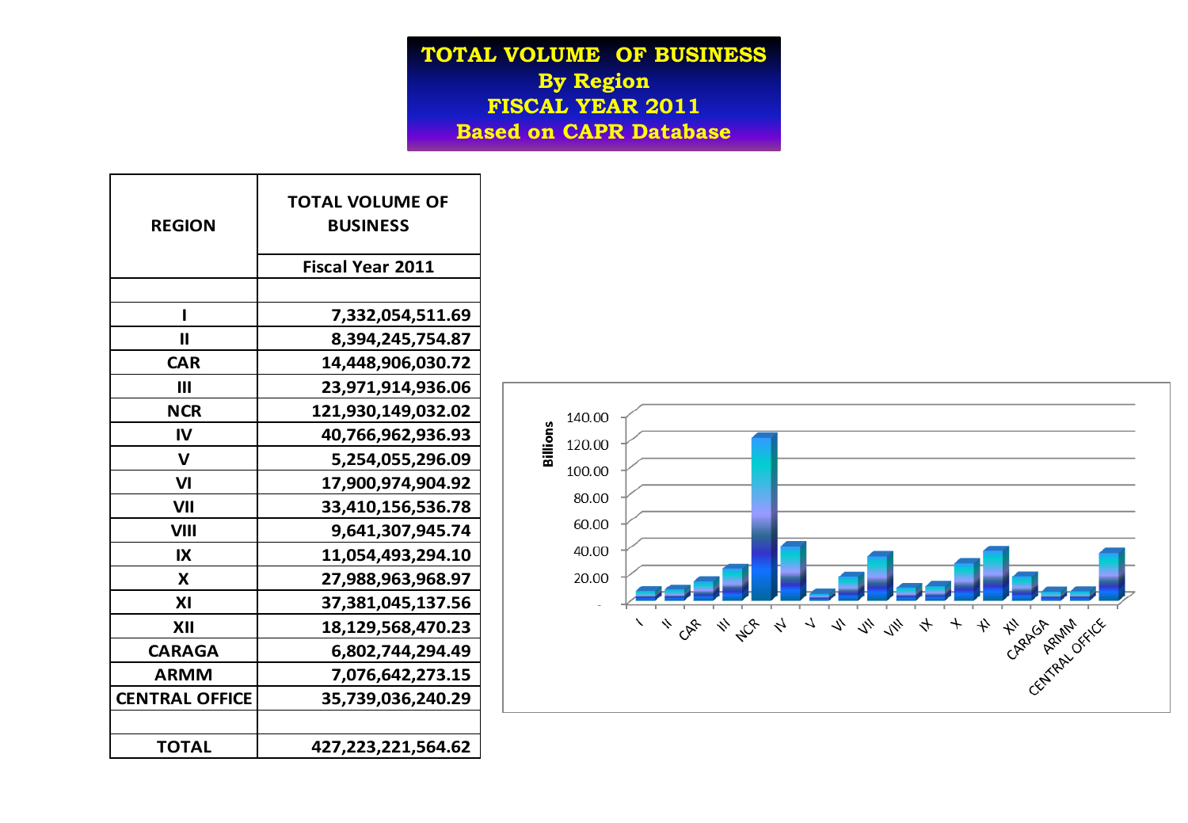# TOTAL VOLUME OF BUSINESS
## By Region
## FISCAL YEAR 2011
## Based on CAPR Database

| REGION | TOTAL VOLUME OF BUSINESS |
|---|---|
| | Fiscal Year 2011 |
| | |
| I | 7,332,054,511.69 |
| II | 8,394,245,754.87 |
| CAR | 14,448,906,030.72 |
| III | 23,971,914,936.06 |
| NCR | 121,930,149,032.02 |
| IV | 40,766,962,936.93 |
| V | 5,254,055,296.09 |
| VI | 17,900,974,904.92 |
| VII | 33,410,156,536.78 |
| VIII | 9,641,307,945.74 |
| IX | 11,054,493,294.10 |
| X | 27,988,963,968.97 |
| XI | 37,381,045,137.56 |
| XII | 18,129,568,470.23 |
| CARAGA | 6,802,744,294.49 |
| ARMM | 7,076,642,273.15 |
| CENTRAL OFFICE | 35,739,036,240.29 |
| | |
| TOTAL | 427,223,221,564.62 |

Billions

140.00
120.00
100.00
80.00
60.00
40.00
20.00
-

I, II, CAR, III, NCR, IV, V, VI, VII, VIII, IX, X, XI, XII, CARAGA, ARMM, CENTRAL OFFICE